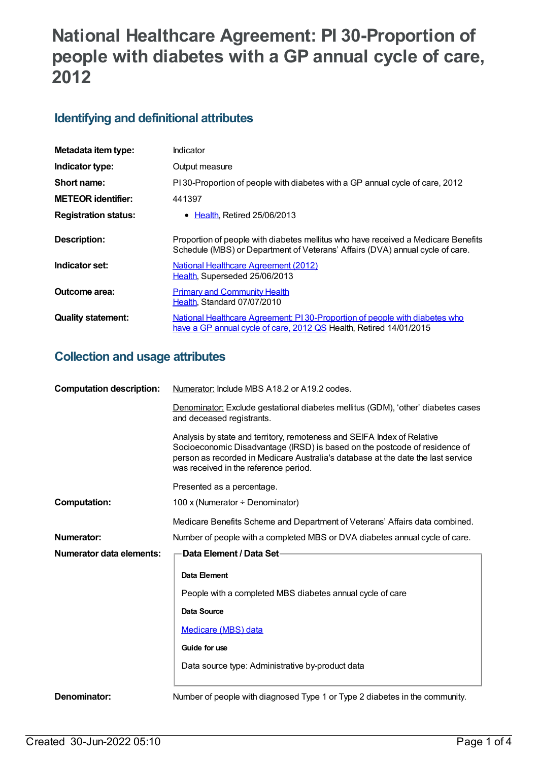# National Healthcare Agreement: PI 30-Proportion of people with diabetes with a GP annual cycle of care, 2012

## Identifying and definitional attributes

| | |
|---|---|
| **Metadata item type:** | Indicator |
| **Indicator type:** | Output measure |
| **Short name:** | PI 30-Proportion of people with diabetes with a GP annual cycle of care, 2012 |
| **METEOR identifier:** | 441397 |
| **Registration status:** | • Health, Retired 25/06/2013 |
| **Description:** | Proportion of people with diabetes mellitus who have received a Medicare Benefits Schedule (MBS) or Department of Veterans' Affairs (DVA) annual cycle of care. |
| **Indicator set:** | National Healthcare Agreement (2012) Health, Superseded 25/06/2013 |
| **Outcome area:** | Primary and Community Health Health, Standard 07/07/2010 |
| **Quality statement:** | National Healthcare Agreement: PI 30-Proportion of people with diabetes who have a GP annual cycle of care, 2012 QS Health, Retired 14/01/2015 |

## Collection and usage attributes

**Computation description:**

Numerator: Include MBS A18.2 or A19.2 codes.

Denominator: Exclude gestational diabetes mellitus (GDM), 'other' diabetes cases and deceased registrants.

Analysis by state and territory, remoteness and SEIFA Index of Relative Socioeconomic Disadvantage (IRSD) is based on the postcode of residence of person as recorded in Medicare Australia's database at the date the last service was received in the reference period.

Presented as a percentage.

**Computation:**

100 x (Numerator ÷ Denominator)

Medicare Benefits Scheme and Department of Veterans' Affairs data combined.

**Numerator:**

Number of people with a completed MBS or DVA diabetes annual cycle of care.

**Numerator data elements:**

**Data Element / Data Set**

**Data Element**

People with a completed MBS diabetes annual cycle of care

**Data Source**

Medicare (MBS) data

**Guide for use**

Data source type: Administrative by-product data

**Denominator:**

Number of people with diagnosed Type 1 or Type 2 diabetes in the community.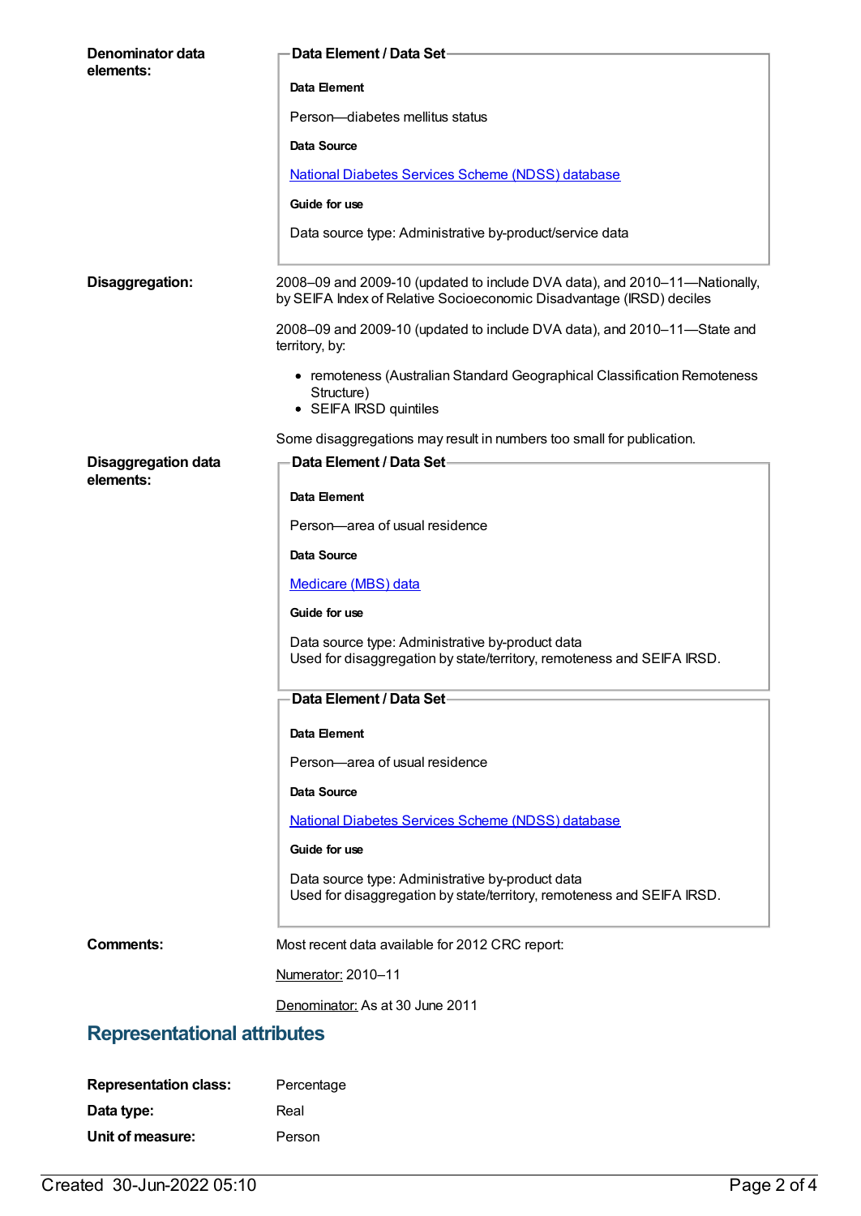**Denominator data elements:**

**Data Element / Data Set**

**Data Element**

Person—diabetes mellitus status

**Data Source**

[National Diabetes Services Scheme (NDSS) database]

**Guide for use**

Data source type: Administrative by-product/service data

**Disaggregation:**

2008–09 and 2009-10 (updated to include DVA data), and 2010–11—Nationally, by SEIFA Index of Relative Socioeconomic Disadvantage (IRSD) deciles

2008–09 and 2009-10 (updated to include DVA data), and 2010–11—State and territory, by:

- remoteness (Australian Standard Geographical Classification Remoteness Structure)
- SEIFA IRSD quintiles

Some disaggregations may result in numbers too small for publication.

**Disaggregation data elements:**

**Data Element / Data Set**

**Data Element**

Person—area of usual residence

**Data Source**

[Medicare (MBS) data]

**Guide for use**

Data source type: Administrative by-product data
Used for disaggregation by state/territory, remoteness and SEIFA IRSD.

**Data Element / Data Set**

**Data Element**

Person—area of usual residence

**Data Source**

[National Diabetes Services Scheme (NDSS) database]

**Guide for use**

Data source type: Administrative by-product data
Used for disaggregation by state/territory, remoteness and SEIFA IRSD.

**Comments:**

Most recent data available for 2012 CRC report:

Numerator: 2010–11

Denominator: As at 30 June 2011

## Representational attributes

**Representation class:** Percentage

**Data type:** Real

**Unit of measure:** Person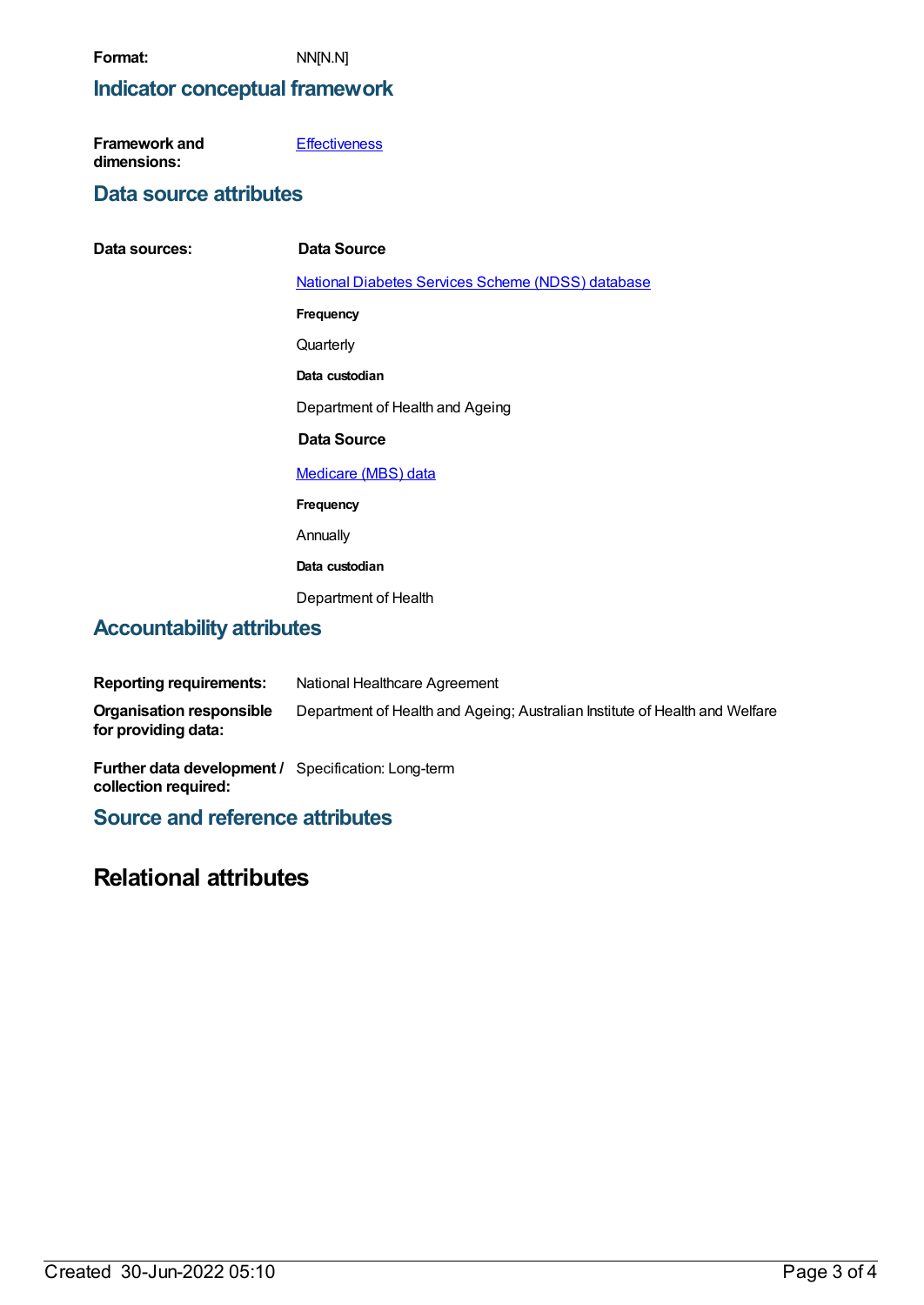**Format:** NN[N.N]

## Indicator conceptual framework

**Framework and dimensions:** Effectiveness

## Data source attributes

**Data sources:**

**Data Source**

National Diabetes Services Scheme (NDSS) database

**Frequency**

Quarterly

**Data custodian**

Department of Health and Ageing

**Data Source**

Medicare (MBS) data

**Frequency**

Annually

**Data custodian**

Department of Health

## Accountability attributes

**Reporting requirements:** National Healthcare Agreement

**Organisation responsible for providing data:** Department of Health and Ageing; Australian Institute of Health and Welfare

**Further data development / collection required:** Specification: Long-term

## Source and reference attributes

# Relational attributes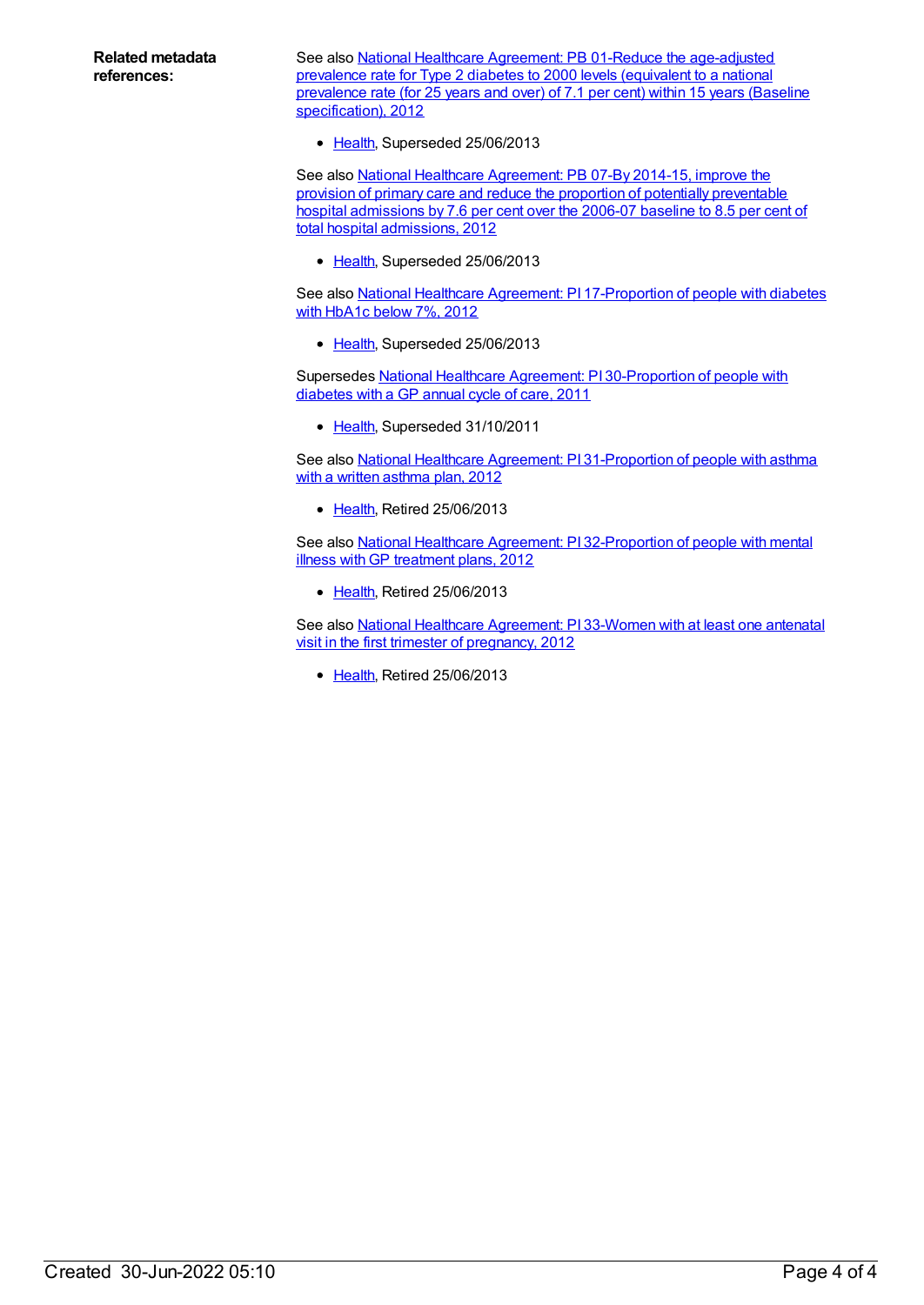**Related metadata references:**

See also National Healthcare Agreement: PB 01-Reduce the age-adjusted prevalence rate for Type 2 diabetes to 2000 levels (equivalent to a national prevalence rate (for 25 years and over) of 7.1 per cent) within 15 years (Baseline specification), 2012

- Health, Superseded 25/06/2013

See also National Healthcare Agreement: PB 07-By 2014-15, improve the provision of primary care and reduce the proportion of potentially preventable hospital admissions by 7.6 per cent over the 2006-07 baseline to 8.5 per cent of total hospital admissions, 2012

- Health, Superseded 25/06/2013

See also National Healthcare Agreement: PI 17-Proportion of people with diabetes with HbA1c below 7%, 2012

- Health, Superseded 25/06/2013

Supersedes National Healthcare Agreement: PI 30-Proportion of people with diabetes with a GP annual cycle of care, 2011

- Health, Superseded 31/10/2011

See also National Healthcare Agreement: PI 31-Proportion of people with asthma with a written asthma plan, 2012

- Health, Retired 25/06/2013

See also National Healthcare Agreement: PI 32-Proportion of people with mental illness with GP treatment plans, 2012

- Health, Retired 25/06/2013

See also National Healthcare Agreement: PI 33-Women with at least one antenatal visit in the first trimester of pregnancy, 2012

- Health, Retired 25/06/2013